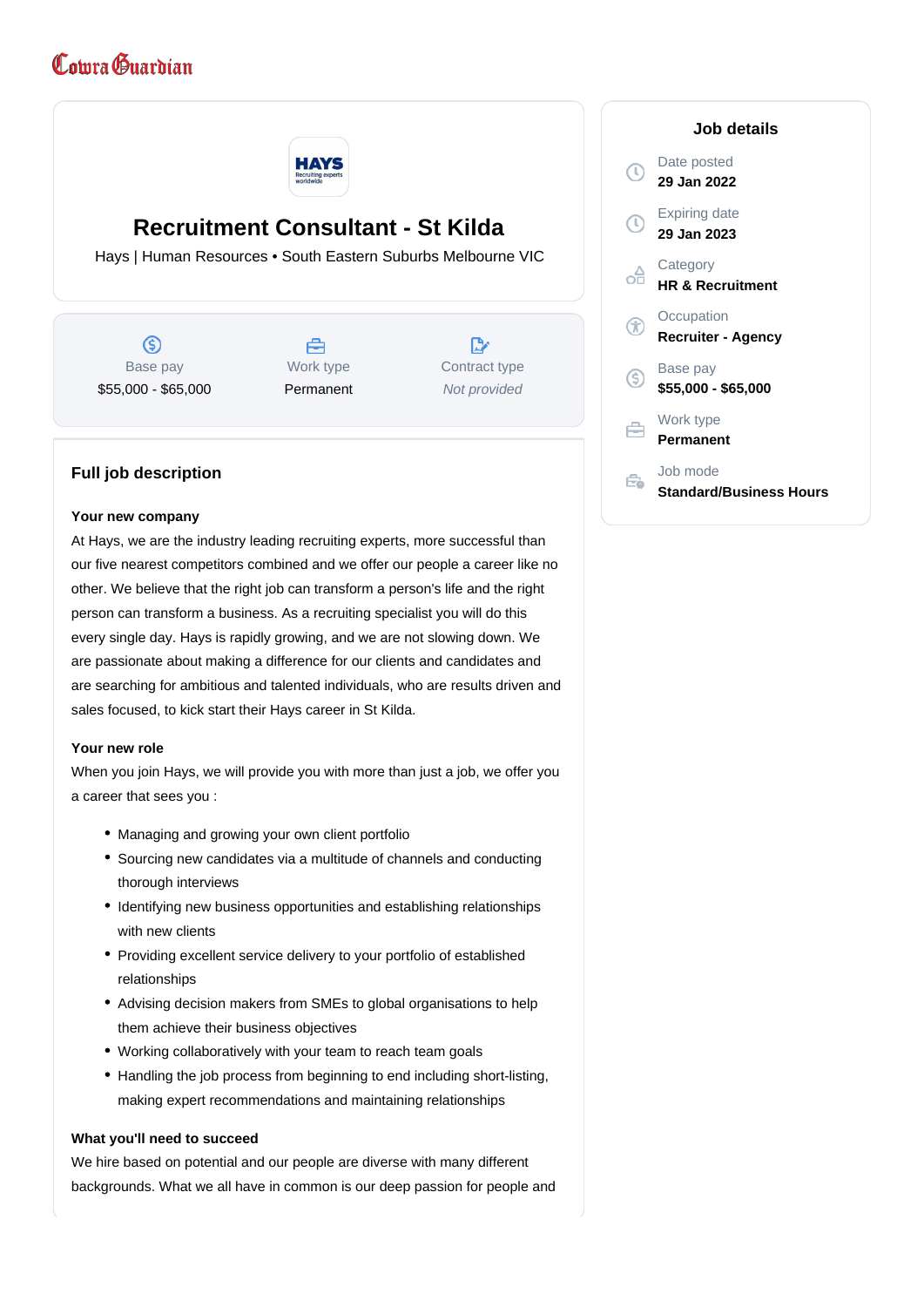Cowra Guardian

# Recruitment Consultant - St Kilda

Hays | Human Resources • South Eastern Suburbs Melbourne VIC

| Base pay | Work type | Contract type |
|---|---|---|
| $55,000 - $65,000 | Permanent | *Not provided* |

## Job details

- Date posted: **29 Jan 2022**
- Expiring date: **29 Jan 2023**
- Category: **HR & Recruitment**
- Occupation: **Recruiter - Agency**
- Base pay: **$55,000 - $65,000**
- Work type: **Permanent**
- Job mode: **Standard/Business Hours**

## Full job description

**Your new company**

At Hays, we are the industry leading recruiting experts, more successful than our five nearest competitors combined and we offer our people a career like no other. We believe that the right job can transform a person's life and the right person can transform a business. As a recruiting specialist you will do this every single day. Hays is rapidly growing, and we are not slowing down. We are passionate about making a difference for our clients and candidates and are searching for ambitious and talented individuals, who are results driven and sales focused, to kick start their Hays career in St Kilda.

**Your new role**

When you join Hays, we will provide you with more than just a job, we offer you a career that sees you :

- Managing and growing your own client portfolio
- Sourcing new candidates via a multitude of channels and conducting thorough interviews
- Identifying new business opportunities and establishing relationships with new clients
- Providing excellent service delivery to your portfolio of established relationships
- Advising decision makers from SMEs to global organisations to help them achieve their business objectives
- Working collaboratively with your team to reach team goals
- Handling the job process from beginning to end including short-listing, making expert recommendations and maintaining relationships

**What you'll need to succeed**

We hire based on potential and our people are diverse with many different backgrounds. What we all have in common is our deep passion for people and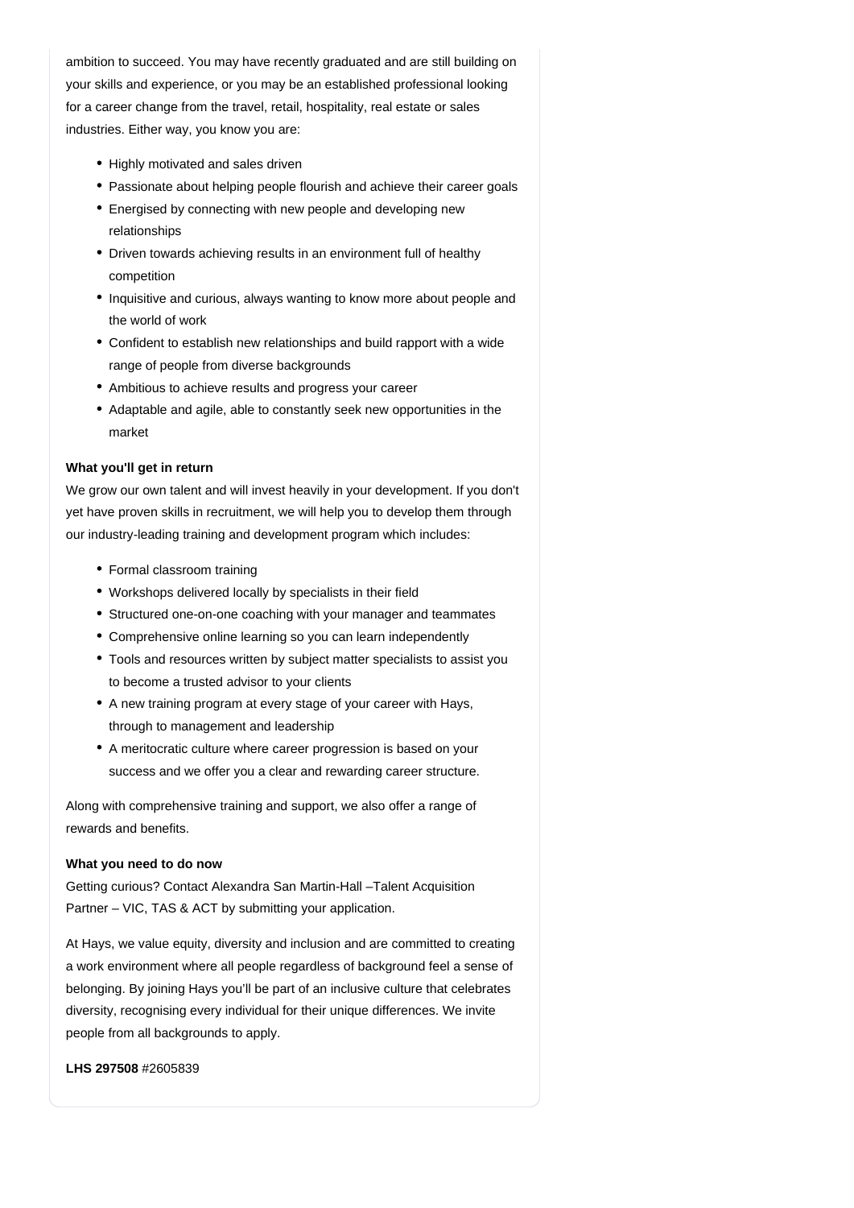ambition to succeed. You may have recently graduated and are still building on your skills and experience, or you may be an established professional looking for a career change from the travel, retail, hospitality, real estate or sales industries. Either way, you know you are:

- Highly motivated and sales driven
- Passionate about helping people flourish and achieve their career goals
- Energised by connecting with new people and developing new relationships
- Driven towards achieving results in an environment full of healthy competition
- Inquisitive and curious, always wanting to know more about people and the world of work
- Confident to establish new relationships and build rapport with a wide range of people from diverse backgrounds
- Ambitious to achieve results and progress your career
- Adaptable and agile, able to constantly seek new opportunities in the market

**What you'll get in return**

We grow our own talent and will invest heavily in your development. If you don't yet have proven skills in recruitment, we will help you to develop them through our industry-leading training and development program which includes:

- Formal classroom training
- Workshops delivered locally by specialists in their field
- Structured one-on-one coaching with your manager and teammates
- Comprehensive online learning so you can learn independently
- Tools and resources written by subject matter specialists to assist you to become a trusted advisor to your clients
- A new training program at every stage of your career with Hays, through to management and leadership
- A meritocratic culture where career progression is based on your success and we offer you a clear and rewarding career structure.

Along with comprehensive training and support, we also offer a range of rewards and benefits.

**What you need to do now**

Getting curious? Contact Alexandra San Martin-Hall –Talent Acquisition Partner – VIC, TAS & ACT by submitting your application.

At Hays, we value equity, diversity and inclusion and are committed to creating a work environment where all people regardless of background feel a sense of belonging. By joining Hays you'll be part of an inclusive culture that celebrates diversity, recognising every individual for their unique differences. We invite people from all backgrounds to apply.

**LHS 297508** #2605839